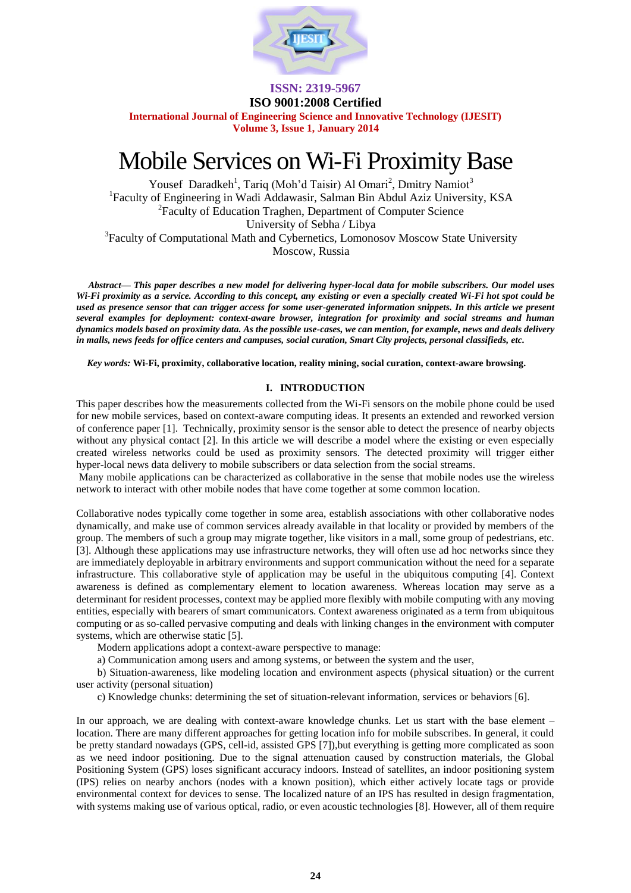# Mobile Services on Wi-Fi Proximity Base

Yousef Daradkeh[1], Tariq (Moh'd Taisir) Al Omari[2], Dmitry Namiot[3]

[1]Faculty of Engineering in Wadi Addawasir, Salman Bin Abdul Aziz University, KSA

[2]Faculty of Education Traghen, Department of Computer Science

University of Sebha / Libya

[3]Faculty of Computational Math and Cybernetics, Lomonosov Moscow State University

Moscow, Russia

***Abstract— This paper describes a new model for delivering hyper-local data for mobile subscribers. Our model uses Wi-Fi proximity as a service. According to this concept, any existing or even a specially created Wi-Fi hot spot could be used as presence sensor that can trigger access for some user-generated information snippets. In this article we present several examples for deployment: context-aware browser, integration for proximity and social streams and human dynamics models based on proximity data. As the possible use-cases, we can mention, for example, news and deals delivery in malls, news feeds for office centers and campuses, social curation, Smart City projects, personal classifieds, etc.***

*Key words:* **Wi-Fi, proximity, collaborative location, reality mining, social curation, context-aware browsing.**

## I. INTRODUCTION

This paper describes how the measurements collected from the Wi-Fi sensors on the mobile phone could be used for new mobile services, based on context-aware computing ideas. It presents an extended and reworked version of conference paper [1]. Technically, proximity sensor is the sensor able to detect the presence of nearby objects without any physical contact [2]. In this article we will describe a model where the existing or even especially created wireless networks could be used as proximity sensors. The detected proximity will trigger either hyper-local news data delivery to mobile subscribers or data selection from the social streams.

Many mobile applications can be characterized as collaborative in the sense that mobile nodes use the wireless network to interact with other mobile nodes that have come together at some common location.

Collaborative nodes typically come together in some area, establish associations with other collaborative nodes dynamically, and make use of common services already available in that locality or provided by members of the group. The members of such a group may migrate together, like visitors in a mall, some group of pedestrians, etc. [3]. Although these applications may use infrastructure networks, they will often use ad hoc networks since they are immediately deployable in arbitrary environments and support communication without the need for a separate infrastructure. This collaborative style of application may be useful in the ubiquitous computing [4]. Context awareness is defined as complementary element to location awareness. Whereas location may serve as a determinant for resident processes, context may be applied more flexibly with mobile computing with any moving entities, especially with bearers of smart communicators. Context awareness originated as a term from ubiquitous computing or as so-called pervasive computing and deals with linking changes in the environment with computer systems, which are otherwise static [5].

Modern applications adopt a context-aware perspective to manage:

a) Communication among users and among systems, or between the system and the user,

b) Situation-awareness, like modeling location and environment aspects (physical situation) or the current user activity (personal situation)

c) Knowledge chunks: determining the set of situation-relevant information, services or behaviors [6].

In our approach, we are dealing with context-aware knowledge chunks. Let us start with the base element – location. There are many different approaches for getting location info for mobile subscribes. In general, it could be pretty standard nowadays (GPS, cell-id, assisted GPS [7]),but everything is getting more complicated as soon as we need indoor positioning. Due to the signal attenuation caused by construction materials, the Global Positioning System (GPS) loses significant accuracy indoors. Instead of satellites, an indoor positioning system (IPS) relies on nearby anchors (nodes with a known position), which either actively locate tags or provide environmental context for devices to sense. The localized nature of an IPS has resulted in design fragmentation, with systems making use of various optical, radio, or even acoustic technologies [8]. However, all of them require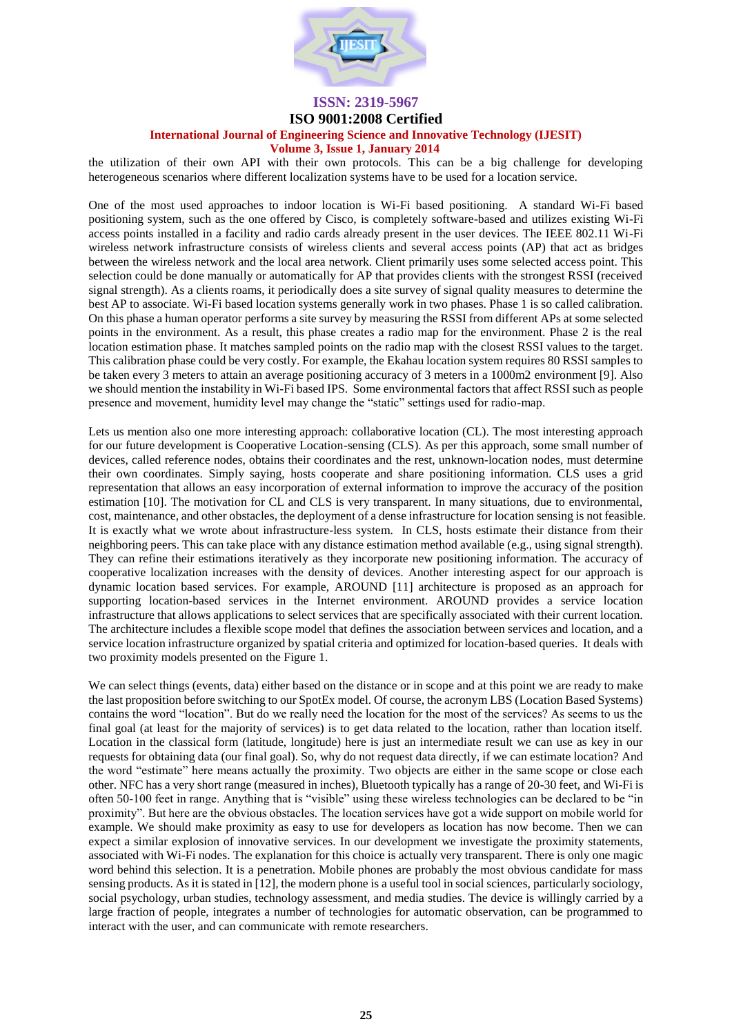the utilization of their own API with their own protocols. This can be a big challenge for developing heterogeneous scenarios where different localization systems have to be used for a location service.

One of the most used approaches to indoor location is Wi-Fi based positioning. A standard Wi-Fi based positioning system, such as the one offered by Cisco, is completely software-based and utilizes existing Wi-Fi access points installed in a facility and radio cards already present in the user devices. The IEEE 802.11 Wi-Fi wireless network infrastructure consists of wireless clients and several access points (AP) that act as bridges between the wireless network and the local area network. Client primarily uses some selected access point. This selection could be done manually or automatically for AP that provides clients with the strongest RSSI (received signal strength). As a clients roams, it periodically does a site survey of signal quality measures to determine the best AP to associate. Wi-Fi based location systems generally work in two phases. Phase 1 is so called calibration. On this phase a human operator performs a site survey by measuring the RSSI from different APs at some selected points in the environment. As a result, this phase creates a radio map for the environment. Phase 2 is the real location estimation phase. It matches sampled points on the radio map with the closest RSSI values to the target. This calibration phase could be very costly. For example, the Ekahau location system requires 80 RSSI samples to be taken every 3 meters to attain an average positioning accuracy of 3 meters in a 1000m2 environment [9]. Also we should mention the instability in Wi-Fi based IPS. Some environmental factors that affect RSSI such as people presence and movement, humidity level may change the "static" settings used for radio-map.

Lets us mention also one more interesting approach: collaborative location (CL). The most interesting approach for our future development is Cooperative Location-sensing (CLS). As per this approach, some small number of devices, called reference nodes, obtains their coordinates and the rest, unknown-location nodes, must determine their own coordinates. Simply saying, hosts cooperate and share positioning information. CLS uses a grid representation that allows an easy incorporation of external information to improve the accuracy of the position estimation [10]. The motivation for CL and CLS is very transparent. In many situations, due to environmental, cost, maintenance, and other obstacles, the deployment of a dense infrastructure for location sensing is not feasible. It is exactly what we wrote about infrastructure-less system. In CLS, hosts estimate their distance from their neighboring peers. This can take place with any distance estimation method available (e.g., using signal strength). They can refine their estimations iteratively as they incorporate new positioning information. The accuracy of cooperative localization increases with the density of devices. Another interesting aspect for our approach is dynamic location based services. For example, AROUND [11] architecture is proposed as an approach for supporting location-based services in the Internet environment. AROUND provides a service location infrastructure that allows applications to select services that are specifically associated with their current location. The architecture includes a flexible scope model that defines the association between services and location, and a service location infrastructure organized by spatial criteria and optimized for location-based queries. It deals with two proximity models presented on the Figure 1.

We can select things (events, data) either based on the distance or in scope and at this point we are ready to make the last proposition before switching to our SpotEx model. Of course, the acronym LBS (Location Based Systems) contains the word "location". But do we really need the location for the most of the services? As seems to us the final goal (at least for the majority of services) is to get data related to the location, rather than location itself. Location in the classical form (latitude, longitude) here is just an intermediate result we can use as key in our requests for obtaining data (our final goal). So, why do not request data directly, if we can estimate location? And the word "estimate" here means actually the proximity. Two objects are either in the same scope or close each other. NFC has a very short range (measured in inches), Bluetooth typically has a range of 20-30 feet, and Wi-Fi is often 50-100 feet in range. Anything that is "visible" using these wireless technologies can be declared to be "in proximity". But here are the obvious obstacles. The location services have got a wide support on mobile world for example. We should make proximity as easy to use for developers as location has now become. Then we can expect a similar explosion of innovative services. In our development we investigate the proximity statements, associated with Wi-Fi nodes. The explanation for this choice is actually very transparent. There is only one magic word behind this selection. It is a penetration. Mobile phones are probably the most obvious candidate for mass sensing products. As it is stated in [12], the modern phone is a useful tool in social sciences, particularly sociology, social psychology, urban studies, technology assessment, and media studies. The device is willingly carried by a large fraction of people, integrates a number of technologies for automatic observation, can be programmed to interact with the user, and can communicate with remote researchers.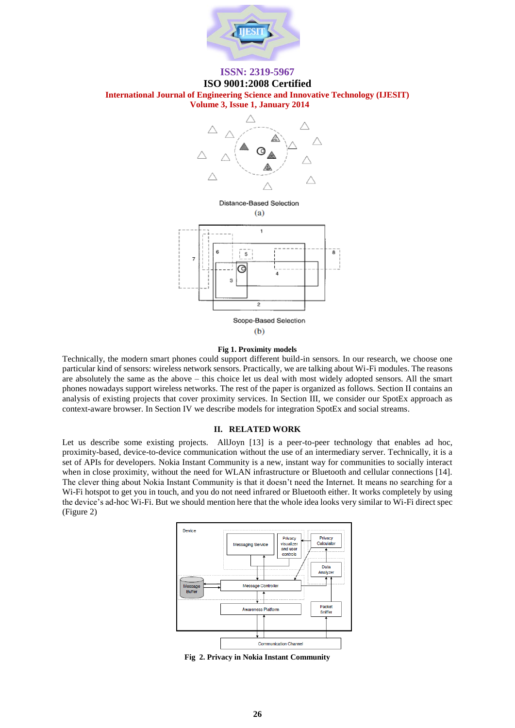Distance-Based Selection

(a)

Scope-Based Selection

(b)

**Fig 1. Proximity models**

Technically, the modern smart phones could support different build-in sensors. In our research, we choose one particular kind of sensors: wireless network sensors. Practically, we are talking about Wi-Fi modules. The reasons are absolutely the same as the above – this choice let us deal with most widely adopted sensors. All the smart phones nowadays support wireless networks. The rest of the paper is organized as follows. Section II contains an analysis of existing projects that cover proximity services. In Section III, we consider our SpotEx approach as context-aware browser. In Section IV we describe models for integration SpotEx and social streams.

## II. RELATED WORK

Let us describe some existing projects. AllJoyn [13] is a peer-to-peer technology that enables ad hoc, proximity-based, device-to-device communication without the use of an intermediary server. Technically, it is a set of APIs for developers. Nokia Instant Community is a new, instant way for communities to socially interact when in close proximity, without the need for WLAN infrastructure or Bluetooth and cellular connections [14]. The clever thing about Nokia Instant Community is that it doesn't need the Internet. It means no searching for a Wi-Fi hotspot to get you in touch, and you do not need infrared or Bluetooth either. It works completely by using the device's ad-hoc Wi-Fi. But we should mention here that the whole idea looks very similar to Wi-Fi direct spec (Figure 2)

**Fig 2. Privacy in Nokia Instant Community**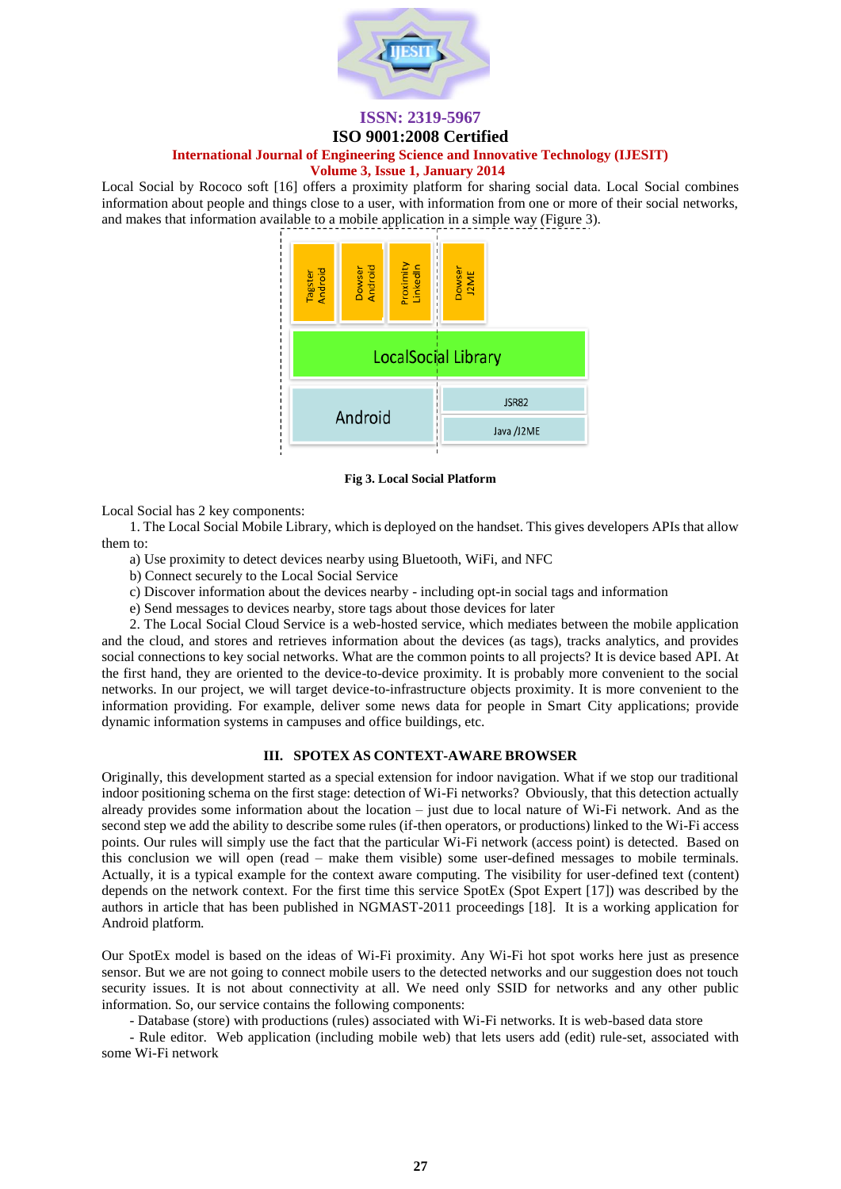Local Social by Rococo soft [16] offers a proximity platform for sharing social data. Local Social combines information about people and things close to a user, with information from one or more of their social networks, and makes that information available to a mobile application in a simple way (Figure 3).

**Fig 3. Local Social Platform**

Local Social has 2 key components:

1. The Local Social Mobile Library, which is deployed on the handset. This gives developers APIs that allow them to:

a) Use proximity to detect devices nearby using Bluetooth, WiFi, and NFC

b) Connect securely to the Local Social Service

c) Discover information about the devices nearby - including opt-in social tags and information

e) Send messages to devices nearby, store tags about those devices for later

2. The Local Social Cloud Service is a web-hosted service, which mediates between the mobile application and the cloud, and stores and retrieves information about the devices (as tags), tracks analytics, and provides social connections to key social networks. What are the common points to all projects? It is device based API. At the first hand, they are oriented to the device-to-device proximity. It is probably more convenient to the social networks. In our project, we will target device-to-infrastructure objects proximity. It is more convenient to the information providing. For example, deliver some news data for people in Smart City applications; provide dynamic information systems in campuses and office buildings, etc.

## III. SPOTEX AS CONTEXT-AWARE BROWSER

Originally, this development started as a special extension for indoor navigation. What if we stop our traditional indoor positioning schema on the first stage: detection of Wi-Fi networks? Obviously, that this detection actually already provides some information about the location – just due to local nature of Wi-Fi network. And as the second step we add the ability to describe some rules (if-then operators, or productions) linked to the Wi-Fi access points. Our rules will simply use the fact that the particular Wi-Fi network (access point) is detected. Based on this conclusion we will open (read – make them visible) some user-defined messages to mobile terminals. Actually, it is a typical example for the context aware computing. The visibility for user-defined text (content) depends on the network context. For the first time this service SpotEx (Spot Expert [17]) was described by the authors in article that has been published in NGMAST-2011 proceedings [18]. It is a working application for Android platform.

Our SpotEx model is based on the ideas of Wi-Fi proximity. Any Wi-Fi hot spot works here just as presence sensor. But we are not going to connect mobile users to the detected networks and our suggestion does not touch security issues. It is not about connectivity at all. We need only SSID for networks and any other public information. So, our service contains the following components:

- Database (store) with productions (rules) associated with Wi-Fi networks. It is web-based data store
- Rule editor. Web application (including mobile web) that lets users add (edit) rule-set, associated with some Wi-Fi network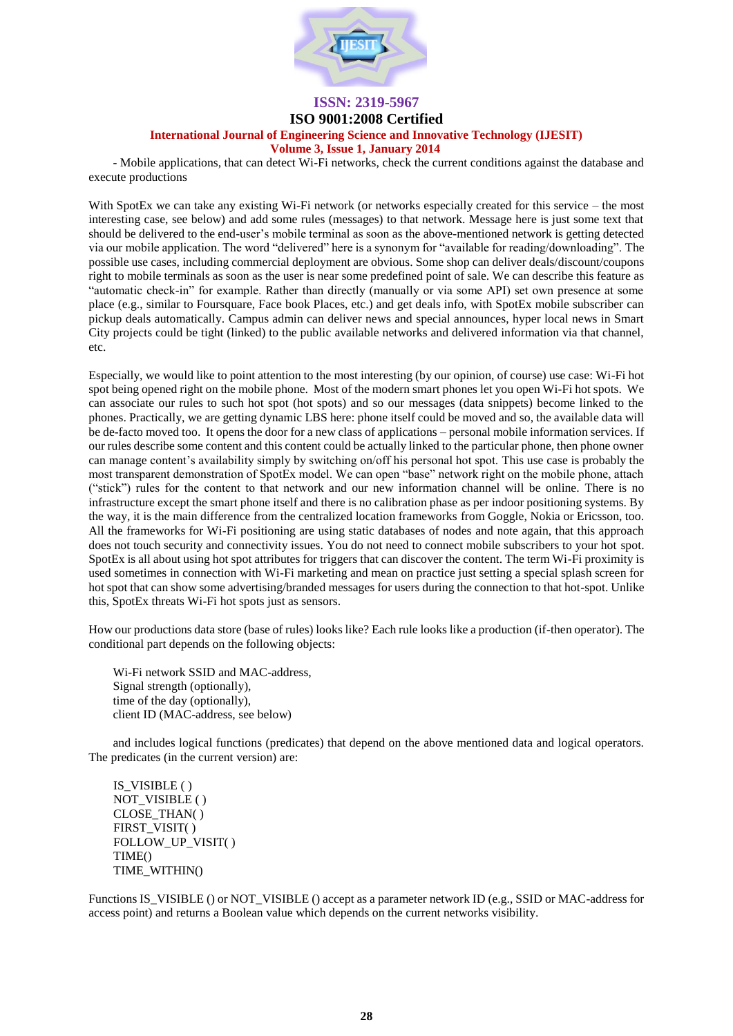- Mobile applications, that can detect Wi-Fi networks, check the current conditions against the database and execute productions

With SpotEx we can take any existing Wi-Fi network (or networks especially created for this service – the most interesting case, see below) and add some rules (messages) to that network. Message here is just some text that should be delivered to the end-user's mobile terminal as soon as the above-mentioned network is getting detected via our mobile application. The word "delivered" here is a synonym for "available for reading/downloading". The possible use cases, including commercial deployment are obvious. Some shop can deliver deals/discount/coupons right to mobile terminals as soon as the user is near some predefined point of sale. We can describe this feature as "automatic check-in" for example. Rather than directly (manually or via some API) set own presence at some place (e.g., similar to Foursquare, Face book Places, etc.) and get deals info, with SpotEx mobile subscriber can pickup deals automatically. Campus admin can deliver news and special announces, hyper local news in Smart City projects could be tight (linked) to the public available networks and delivered information via that channel, etc.

Especially, we would like to point attention to the most interesting (by our opinion, of course) use case: Wi-Fi hot spot being opened right on the mobile phone. Most of the modern smart phones let you open Wi-Fi hot spots. We can associate our rules to such hot spot (hot spots) and so our messages (data snippets) become linked to the phones. Practically, we are getting dynamic LBS here: phone itself could be moved and so, the available data will be de-facto moved too. It opens the door for a new class of applications – personal mobile information services. If our rules describe some content and this content could be actually linked to the particular phone, then phone owner can manage content's availability simply by switching on/off his personal hot spot. This use case is probably the most transparent demonstration of SpotEx model. We can open "base" network right on the mobile phone, attach ("stick") rules for the content to that network and our new information channel will be online. There is no infrastructure except the smart phone itself and there is no calibration phase as per indoor positioning systems. By the way, it is the main difference from the centralized location frameworks from Goggle, Nokia or Ericsson, too. All the frameworks for Wi-Fi positioning are using static databases of nodes and note again, that this approach does not touch security and connectivity issues. You do not need to connect mobile subscribers to your hot spot. SpotEx is all about using hot spot attributes for triggers that can discover the content. The term Wi-Fi proximity is used sometimes in connection with Wi-Fi marketing and mean on practice just setting a special splash screen for hot spot that can show some advertising/branded messages for users during the connection to that hot-spot. Unlike this, SpotEx threats Wi-Fi hot spots just as sensors.

How our productions data store (base of rules) looks like? Each rule looks like a production (if-then operator). The conditional part depends on the following objects:

Wi-Fi network SSID and MAC-address,  
Signal strength (optionally),  
time of the day (optionally),  
client ID (MAC-address, see below)

and includes logical functions (predicates) that depend on the above mentioned data and logical operators. The predicates (in the current version) are:

IS_VISIBLE ( )  
NOT_VISIBLE ( )  
CLOSE_THAN( )  
FIRST_VISIT( )  
FOLLOW_UP_VISIT( )  
TIME()  
TIME_WITHIN()

Functions IS_VISIBLE () or NOT_VISIBLE () accept as a parameter network ID (e.g., SSID or MAC-address for access point) and returns a Boolean value which depends on the current networks visibility.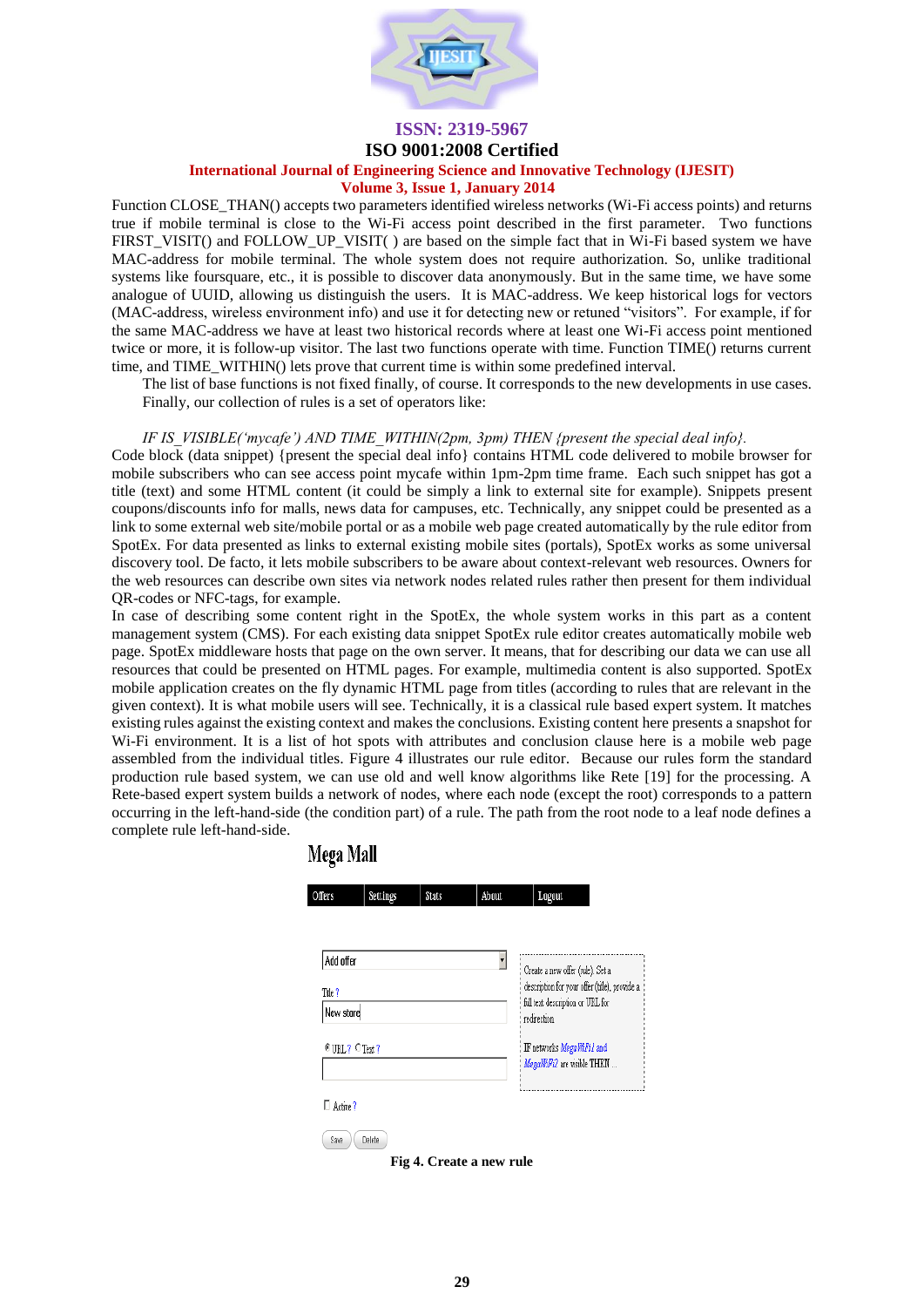Function CLOSE_THAN() accepts two parameters identified wireless networks (Wi-Fi access points) and returns true if mobile terminal is close to the Wi-Fi access point described in the first parameter. Two functions FIRST_VISIT() and FOLLOW_UP_VISIT( ) are based on the simple fact that in Wi-Fi based system we have MAC-address for mobile terminal. The whole system does not require authorization. So, unlike traditional systems like foursquare, etc., it is possible to discover data anonymously. But in the same time, we have some analogue of UUID, allowing us distinguish the users. It is MAC-address. We keep historical logs for vectors (MAC-address, wireless environment info) and use it for detecting new or retuned "visitors". For example, if for the same MAC-address we have at least two historical records where at least one Wi-Fi access point mentioned twice or more, it is follow-up visitor. The last two functions operate with time. Function TIME() returns current time, and TIME_WITHIN() lets prove that current time is within some predefined interval.

The list of base functions is not fixed finally, of course. It corresponds to the new developments in use cases.

Finally, our collection of rules is a set of operators like:

*IF IS_VISIBLE('mycafe') AND TIME_WITHIN(2pm, 3pm) THEN {present the special deal info}.*

Code block (data snippet) {present the special deal info} contains HTML code delivered to mobile browser for mobile subscribers who can see access point mycafe within 1pm-2pm time frame. Each such snippet has got a title (text) and some HTML content (it could be simply a link to external site for example). Snippets present coupons/discounts info for malls, news data for campuses, etc. Technically, any snippet could be presented as a link to some external web site/mobile portal or as a mobile web page created automatically by the rule editor from SpotEx. For data presented as links to external existing mobile sites (portals), SpotEx works as some universal discovery tool. De facto, it lets mobile subscribers to be aware about context-relevant web resources. Owners for the web resources can describe own sites via network nodes related rules rather then present for them individual QR-codes or NFC-tags, for example.

In case of describing some content right in the SpotEx, the whole system works in this part as a content management system (CMS). For each existing data snippet SpotEx rule editor creates automatically mobile web page. SpotEx middleware hosts that page on the own server. It means, that for describing our data we can use all resources that could be presented on HTML pages. For example, multimedia content is also supported. SpotEx mobile application creates on the fly dynamic HTML page from titles (according to rules that are relevant in the given context). It is what mobile users will see. Technically, it is a classical rule based expert system. It matches existing rules against the existing context and makes the conclusions. Existing content here presents a snapshot for Wi-Fi environment. It is a list of hot spots with attributes and conclusion clause here is a mobile web page assembled from the individual titles. Figure 4 illustrates our rule editor. Because our rules form the standard production rule based system, we can use old and well know algorithms like Rete [19] for the processing. A Rete-based expert system builds a network of nodes, where each node (except the root) corresponds to a pattern occurring in the left-hand-side (the condition part) of a rule. The path from the root node to a leaf node defines a complete rule left-hand-side.

**Fig 4. Create a new rule**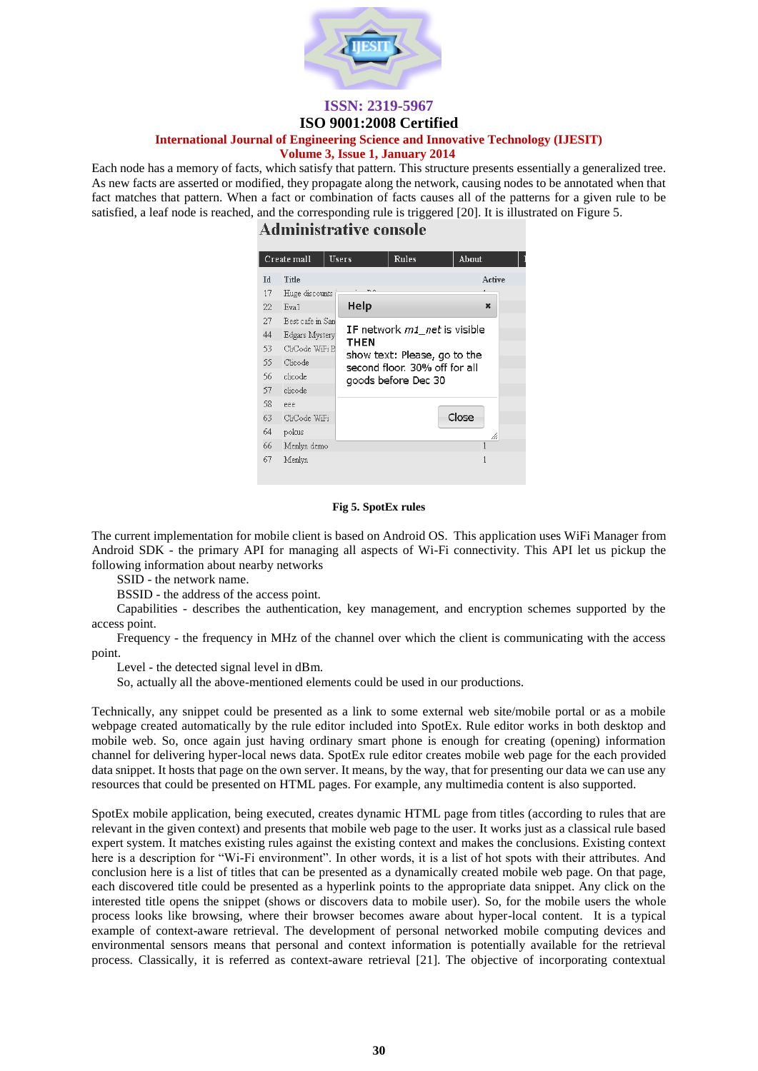Each node has a memory of facts, which satisfy that pattern. This structure presents essentially a generalized tree. As new facts are asserted or modified, they propagate along the network, causing nodes to be annotated when that fact matches that pattern. When a fact or combination of facts causes all of the patterns for a given rule to be satisfied, a leaf node is reached, and the corresponding rule is triggered [20]. It is illustrated on Figure 5.

**Fig 5. SpotEx rules**

The current implementation for mobile client is based on Android OS. This application uses WiFi Manager from Android SDK - the primary API for managing all aspects of Wi-Fi connectivity. This API let us pickup the following information about nearby networks

SSID - the network name.

BSSID - the address of the access point.

Capabilities - describes the authentication, key management, and encryption schemes supported by the access point.

Frequency - the frequency in MHz of the channel over which the client is communicating with the access point.

Level - the detected signal level in dBm.

So, actually all the above-mentioned elements could be used in our productions.

Technically, any snippet could be presented as a link to some external web site/mobile portal or as a mobile webpage created automatically by the rule editor included into SpotEx. Rule editor works in both desktop and mobile web. So, once again just having ordinary smart phone is enough for creating (opening) information channel for delivering hyper-local news data. SpotEx rule editor creates mobile web page for the each provided data snippet. It hosts that page on the own server. It means, by the way, that for presenting our data we can use any resources that could be presented on HTML pages. For example, any multimedia content is also supported.

SpotEx mobile application, being executed, creates dynamic HTML page from titles (according to rules that are relevant in the given context) and presents that mobile web page to the user. It works just as a classical rule based expert system. It matches existing rules against the existing context and makes the conclusions. Existing context here is a description for "Wi-Fi environment". In other words, it is a list of hot spots with their attributes. And conclusion here is a list of titles that can be presented as a dynamically created mobile web page. On that page, each discovered title could be presented as a hyperlink points to the appropriate data snippet. Any click on the interested title opens the snippet (shows or discovers data to mobile user). So, for the mobile users the whole process looks like browsing, where their browser becomes aware about hyper-local content. It is a typical example of context-aware retrieval. The development of personal networked mobile computing devices and environmental sensors means that personal and context information is potentially available for the retrieval process. Classically, it is referred as context-aware retrieval [21]. The objective of incorporating contextual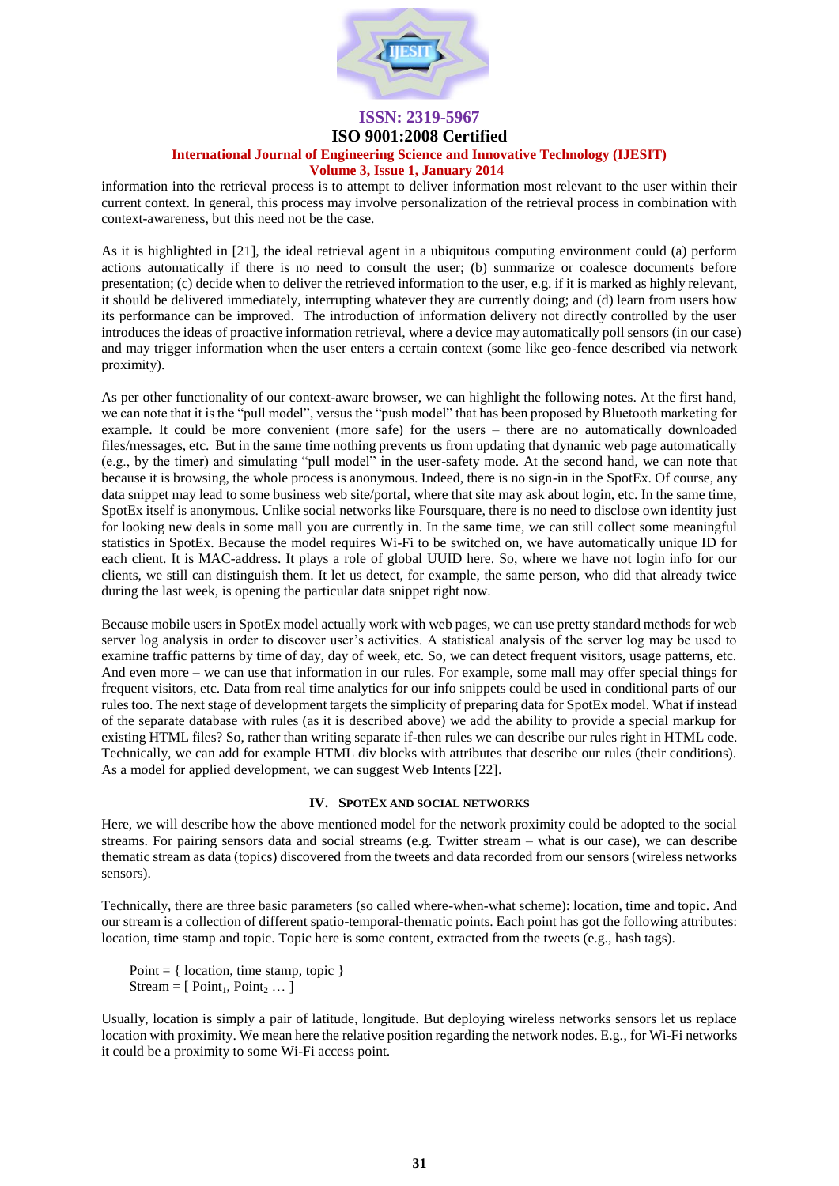information into the retrieval process is to attempt to deliver information most relevant to the user within their current context. In general, this process may involve personalization of the retrieval process in combination with context-awareness, but this need not be the case.

As it is highlighted in [21], the ideal retrieval agent in a ubiquitous computing environment could (a) perform actions automatically if there is no need to consult the user; (b) summarize or coalesce documents before presentation; (c) decide when to deliver the retrieved information to the user, e.g. if it is marked as highly relevant, it should be delivered immediately, interrupting whatever they are currently doing; and (d) learn from users how its performance can be improved. The introduction of information delivery not directly controlled by the user introduces the ideas of proactive information retrieval, where a device may automatically poll sensors (in our case) and may trigger information when the user enters a certain context (some like geo-fence described via network proximity).

As per other functionality of our context-aware browser, we can highlight the following notes. At the first hand, we can note that it is the "pull model", versus the "push model" that has been proposed by Bluetooth marketing for example. It could be more convenient (more safe) for the users – there are no automatically downloaded files/messages, etc. But in the same time nothing prevents us from updating that dynamic web page automatically (e.g., by the timer) and simulating "pull model" in the user-safety mode. At the second hand, we can note that because it is browsing, the whole process is anonymous. Indeed, there is no sign-in in the SpotEx. Of course, any data snippet may lead to some business web site/portal, where that site may ask about login, etc. In the same time, SpotEx itself is anonymous. Unlike social networks like Foursquare, there is no need to disclose own identity just for looking new deals in some mall you are currently in. In the same time, we can still collect some meaningful statistics in SpotEx. Because the model requires Wi-Fi to be switched on, we have automatically unique ID for each client. It is MAC-address. It plays a role of global UUID here. So, where we have not login info for our clients, we still can distinguish them. It let us detect, for example, the same person, who did that already twice during the last week, is opening the particular data snippet right now.

Because mobile users in SpotEx model actually work with web pages, we can use pretty standard methods for web server log analysis in order to discover user's activities. A statistical analysis of the server log may be used to examine traffic patterns by time of day, day of week, etc. So, we can detect frequent visitors, usage patterns, etc. And even more – we can use that information in our rules. For example, some mall may offer special things for frequent visitors, etc. Data from real time analytics for our info snippets could be used in conditional parts of our rules too. The next stage of development targets the simplicity of preparing data for SpotEx model. What if instead of the separate database with rules (as it is described above) we add the ability to provide a special markup for existing HTML files? So, rather than writing separate if-then rules we can describe our rules right in HTML code. Technically, we can add for example HTML div blocks with attributes that describe our rules (their conditions). As a model for applied development, we can suggest Web Intents [22].

## IV. SpotEx and Social Networks

Here, we will describe how the above mentioned model for the network proximity could be adopted to the social streams. For pairing sensors data and social streams (e.g. Twitter stream – what is our case), we can describe thematic stream as data (topics) discovered from the tweets and data recorded from our sensors (wireless networks sensors).

Technically, there are three basic parameters (so called where-when-what scheme): location, time and topic. And our stream is a collection of different spatio-temporal-thematic points. Each point has got the following attributes: location, time stamp and topic. Topic here is some content, extracted from the tweets (e.g., hash tags).

Point = { location, time stamp, topic }
Stream = [ $\text{Point}_1$, $\text{Point}_2$ … ]

Usually, location is simply a pair of latitude, longitude. But deploying wireless networks sensors let us replace location with proximity. We mean here the relative position regarding the network nodes. E.g., for Wi-Fi networks it could be a proximity to some Wi-Fi access point.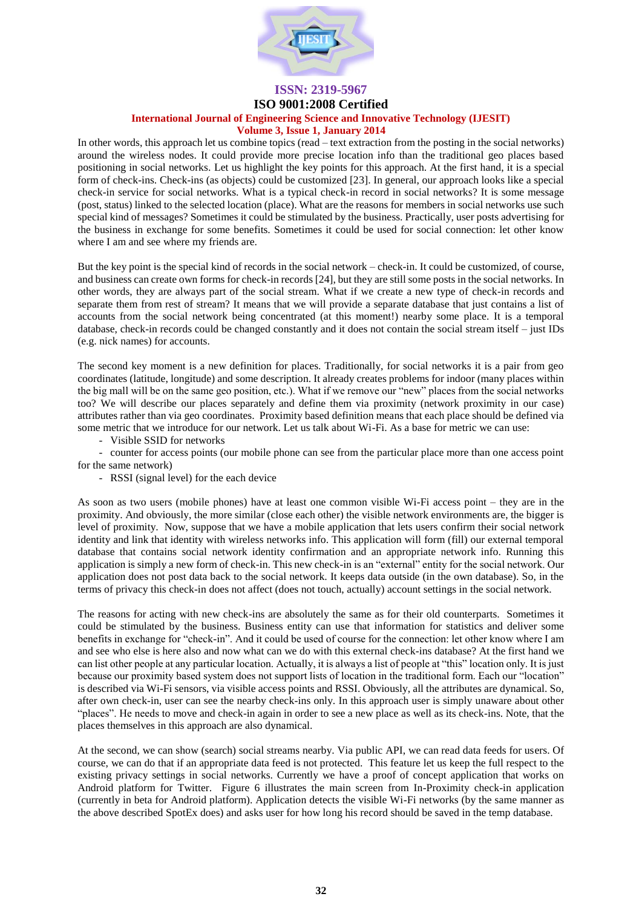In other words, this approach let us combine topics (read – text extraction from the posting in the social networks) around the wireless nodes. It could provide more precise location info than the traditional geo places based positioning in social networks. Let us highlight the key points for this approach. At the first hand, it is a special form of check-ins. Check-ins (as objects) could be customized [23]. In general, our approach looks like a special check-in service for social networks. What is a typical check-in record in social networks? It is some message (post, status) linked to the selected location (place). What are the reasons for members in social networks use such special kind of messages? Sometimes it could be stimulated by the business. Practically, user posts advertising for the business in exchange for some benefits. Sometimes it could be used for social connection: let other know where I am and see where my friends are.

But the key point is the special kind of records in the social network – check-in. It could be customized, of course, and business can create own forms for check-in records [24], but they are still some posts in the social networks. In other words, they are always part of the social stream. What if we create a new type of check-in records and separate them from rest of stream? It means that we will provide a separate database that just contains a list of accounts from the social network being concentrated (at this moment!) nearby some place. It is a temporal database, check-in records could be changed constantly and it does not contain the social stream itself – just IDs (e.g. nick names) for accounts.

The second key moment is a new definition for places. Traditionally, for social networks it is a pair from geo coordinates (latitude, longitude) and some description. It already creates problems for indoor (many places within the big mall will be on the same geo position, etc.). What if we remove our "new" places from the social networks too? We will describe our places separately and define them via proximity (network proximity in our case) attributes rather than via geo coordinates. Proximity based definition means that each place should be defined via some metric that we introduce for our network. Let us talk about Wi-Fi. As a base for metric we can use:

- Visible SSID for networks
- counter for access points (our mobile phone can see from the particular place more than one access point for the same network)
- RSSI (signal level) for the each device

As soon as two users (mobile phones) have at least one common visible Wi-Fi access point – they are in the proximity. And obviously, the more similar (close each other) the visible network environments are, the bigger is level of proximity. Now, suppose that we have a mobile application that lets users confirm their social network identity and link that identity with wireless networks info. This application will form (fill) our external temporal database that contains social network identity confirmation and an appropriate network info. Running this application is simply a new form of check-ins. This new check-in is an "external" entity for the social network. Our application does not post data back to the social network. It keeps data outside (in the own database). So, in the terms of privacy this check-in does not affect (does not touch, actually) account settings in the social network.

The reasons for acting with new check-ins are absolutely the same as for their old counterparts. Sometimes it could be stimulated by the business. Business entity can use that information for statistics and deliver some benefits in exchange for "check-in". And it could be used of course for the connection: let other know where I am and see who else is here also and now what can we do with this external check-ins database? At the first hand we can list other people at any particular location. Actually, it is always a list of people at "this" location only. It is just because our proximity based system does not support lists of location in the traditional form. Each our "location" is described via Wi-Fi sensors, via visible access points and RSSI. Obviously, all the attributes are dynamical. So, after own check-in, user can see the nearby check-ins only. In this approach user is simply unaware about other "places". He needs to move and check-in again in order to see a new place as well as its check-ins. Note, that the places themselves in this approach are also dynamical.

At the second, we can show (search) social streams nearby. Via public API, we can read data feeds for users. Of course, we can do that if an appropriate data feed is not protected. This feature let us keep the full respect to the existing privacy settings in social networks. Currently we have a proof of concept application that works on Android platform for Twitter. Figure 6 illustrates the main screen from In-Proximity check-in application (currently in beta for Android platform). Application detects the visible Wi-Fi networks (by the same manner as the above described SpotEx does) and asks user for how long his record should be saved in the temp database.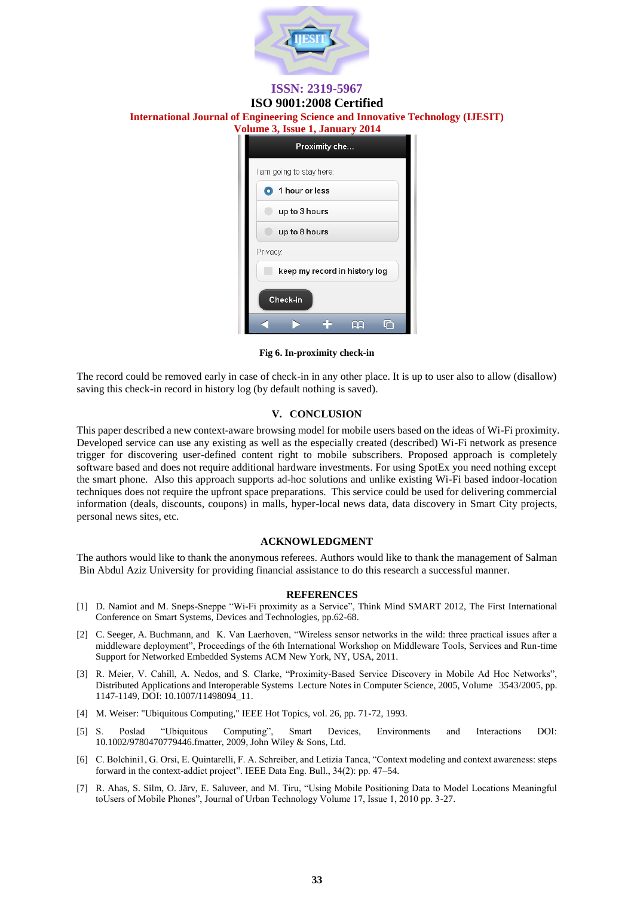Fig 6. In-proximity check-in

The record could be removed early in case of check-in in any other place. It is up to user also to allow (disallow) saving this check-in record in history log (by default nothing is saved).

## V. CONCLUSION

This paper described a new context-aware browsing model for mobile users based on the ideas of Wi-Fi proximity. Developed service can use any existing as well as the especially created (described) Wi-Fi network as presence trigger for discovering user-defined content right to mobile subscribers. Proposed approach is completely software based and does not require additional hardware investments. For using SpotEx you need nothing except the smart phone. Also this approach supports ad-hoc solutions and unlike existing Wi-Fi based indoor-location techniques does not require the upfront space preparations. This service could be used for delivering commercial information (deals, discounts, coupons) in malls, hyper-local news data, data discovery in Smart City projects, personal news sites, etc.

## ACKNOWLEDGMENT

The authors would like to thank the anonymous referees. Authors would like to thank the management of Salman Bin Abdul Aziz University for providing financial assistance to do this research a successful manner.

## REFERENCES

[1] D. Namiot and M. Sneps-Sneppe "Wi-Fi proximity as a Service", Think Mind SMART 2012, The First International Conference on Smart Systems, Devices and Technologies, pp.62-68.

[2] C. Seeger, A. Buchmann, and K. Van Laerhoven, "Wireless sensor networks in the wild: three practical issues after a middleware deployment", Proceedings of the 6th International Workshop on Middleware Tools, Services and Run-time Support for Networked Embedded Systems ACM New York, NY, USA, 2011.

[3] R. Meier, V. Cahill, A. Nedos, and S. Clarke, "Proximity-Based Service Discovery in Mobile Ad Hoc Networks", Distributed Applications and Interoperable Systems Lecture Notes in Computer Science, 2005, Volume 3543/2005, pp. 1147-1149, DOI: 10.1007/11498094_11.

[4] M. Weiser: "Ubiquitous Computing," IEEE Hot Topics, vol. 26, pp. 71-72, 1993.

[5] S. Poslad "Ubiquitous Computing", Smart Devices, Environments and Interactions DOI: 10.1002/9780470779446.fmatter, 2009, John Wiley & Sons, Ltd.

[6] C. Bolchini1, G. Orsi, E. Quintarelli, F. A. Schreiber, and Letizia Tanca, "Context modeling and context awareness: steps forward in the context-addict project". IEEE Data Eng. Bull., 34(2): pp. 47–54.

[7] R. Ahas, S. Silm, O. Järv, E. Saluveer, and M. Tiru, "Using Mobile Positioning Data to Model Locations Meaningful toUsers of Mobile Phones", Journal of Urban Technology Volume 17, Issue 1, 2010 pp. 3-27.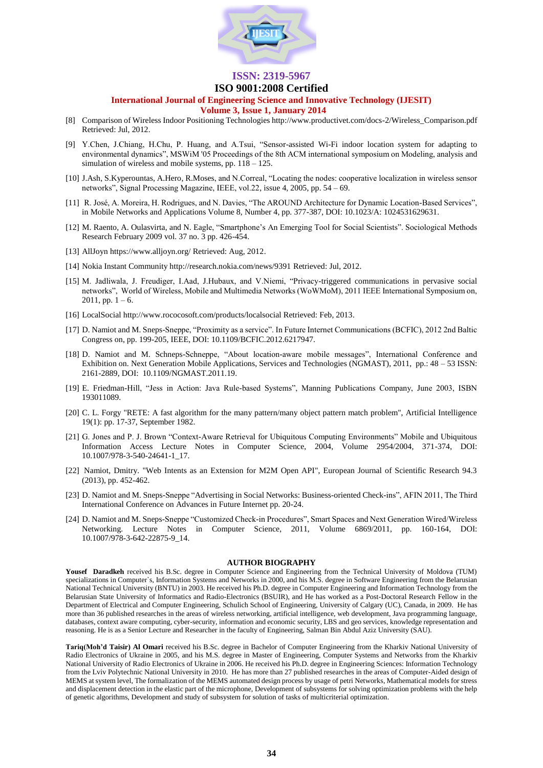[8] Comparison of Wireless Indoor Positioning Technologies http://www.productivet.com/docs-2/Wireless_Comparison.pdf Retrieved: Jul, 2012.

[9] Y.Chen, J.Chiang, H.Chu, P. Huang, and A.Tsui, "Sensor-assisted Wi-Fi indoor location system for adapting to environmental dynamics", MSWiM '05 Proceedings of the 8th ACM international symposium on Modeling, analysis and simulation of wireless and mobile systems, pp. 118 – 125.

[10] J.Ash, S.Kyperountas, A.Hero, R.Moses, and N.Correal, "Locating the nodes: cooperative localization in wireless sensor networks", Signal Processing Magazine, IEEE, vol.22, issue 4, 2005, pp. 54 – 69.

[11] R. José, A. Moreira, H. Rodrigues, and N. Davies, "The AROUND Architecture for Dynamic Location-Based Services", in Mobile Networks and Applications Volume 8, Number 4, pp. 377-387, DOI: 10.1023/A: 1024531629631.

[12] M. Raento, A. Oulasvirta, and N. Eagle, "Smartphone's An Emerging Tool for Social Scientists". Sociological Methods Research February 2009 vol. 37 no. 3 pp. 426-454.

[13] AllJoyn https://www.alljoyn.org/ Retrieved: Aug, 2012.

[14] Nokia Instant Community http://research.nokia.com/news/9391 Retrieved: Jul, 2012.

[15] M. Jadliwala, J. Freudiger, I.Aad, J.Hubaux, and V.Niemi, "Privacy-triggered communications in pervasive social networks", World of Wireless, Mobile and Multimedia Networks (WoWMoM), 2011 IEEE International Symposium on, 2011, pp. 1 – 6.

[16] LocalSocial http://www.rococosoft.com/products/localsocial Retrieved: Feb, 2013.

[17] D. Namiot and M. Sneps-Sneppe, "Proximity as a service". In Future Internet Communications (BCFIC), 2012 2nd Baltic Congress on, pp. 199-205, IEEE, DOI: 10.1109/BCFIC.2012.6217947.

[18] D. Namiot and M. Schneps-Schneppe, "About location-aware mobile messages", International Conference and Exhibition on. Next Generation Mobile Applications, Services and Technologies (NGMAST), 2011, pp.: 48 – 53 ISSN: 2161-2889, DOI: 10.1109/NGMAST.2011.19.

[19] E. Friedman-Hill, "Jess in Action: Java Rule-based Systems", Manning Publications Company, June 2003, ISBN 193011089.

[20] C. L. Forgy "RETE: A fast algorithm for the many pattern/many object pattern match problem", Artificial Intelligence 19(1): pp. 17-37, September 1982.

[21] G. Jones and P. J. Brown "Context-Aware Retrieval for Ubiquitous Computing Environments" Mobile and Ubiquitous Information Access Lecture Notes in Computer Science, 2004, Volume 2954/2004, 371-374, DOI: 10.1007/978-3-540-24641-1_17.

[22] Namiot, Dmitry. "Web Intents as an Extension for M2M Open API", European Journal of Scientific Research 94.3 (2013), pp. 452-462.

[23] D. Namiot and M. Sneps-Sneppe "Advertising in Social Networks: Business-oriented Check-ins", AFIN 2011, The Third International Conference on Advances in Future Internet pp. 20-24.

[24] D. Namiot and M. Sneps-Sneppe "Customized Check-in Procedures", Smart Spaces and Next Generation Wired/Wireless Networking. Lecture Notes in Computer Science, 2011, Volume 6869/2011, pp. 160-164, DOI: 10.1007/978-3-642-22875-9_14.

## AUTHOR BIOGRAPHY

**Yousef Daradkeh** received his B.Sc. degree in Computer Science and Engineering from the Technical University of Moldova (TUM) specializations in Computer`s, Information Systems and Networks in 2000, and his M.S. degree in Software Engineering from the Belarusian National Technical University (BNTU) in 2003. He received his Ph.D. degree in Computer Engineering and Information Technology from the Belarusian State University of Informatics and Radio-Electronics (BSUIR), and He has worked as a Post-Doctoral Research Fellow in the Department of Electrical and Computer Engineering, Schulich School of Engineering, University of Calgary (UC), Canada, in 2009. He has more than 36 published researches in the areas of wireless networking, artificial intelligence, web development, Java programming language, databases, context aware computing, cyber-security, information and economic security, LBS and geo services, knowledge representation and reasoning. He is as a Senior Lecture and Researcher in the faculty of Engineering, Salman Bin Abdul Aziz University (SAU).

**Tariq(Moh'd Taisir) Al Omari** received his B.Sc. degree in Bachelor of Computer Engineering from the Kharkiv National University of Radio Electronics of Ukraine in 2005, and his M.S. degree in Master of Engineering, Computer Systems and Networks from the Kharkiv National University of Radio Electronics of Ukraine in 2006. He received his Ph.D. degree in Engineering Sciences: Information Technology from the Lviv Polytechnic National University in 2010. He has more than 27 published researches in the areas of Computer-Aided design of MEMS at system level, The formalization of the MEMS automated design process by usage of petri Networks, Mathematical models for stress and displacement detection in the elastic part of the microphone, Development of subsystems for solving optimization problems with the help of genetic algorithms, Development and study of subsystem for solution of tasks of multicriterial optimization.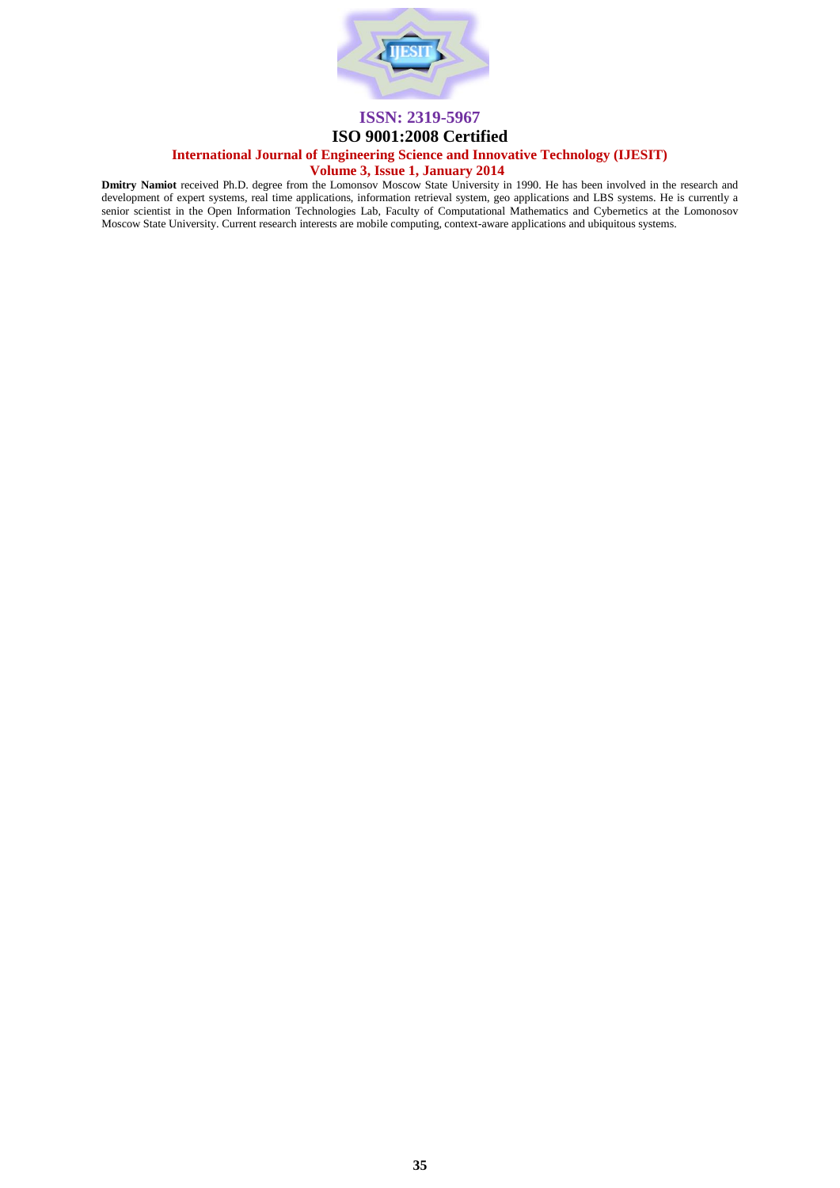**Dmitry Namiot** received Ph.D. degree from the Lomonsov Moscow State University in 1990. He has been involved in the research and development of expert systems, real time applications, information retrieval system, geo applications and LBS systems. He is currently a senior scientist in the Open Information Technologies Lab, Faculty of Computational Mathematics and Cybernetics at the Lomonosov Moscow State University. Current research interests are mobile computing, context-aware applications and ubiquitous systems.